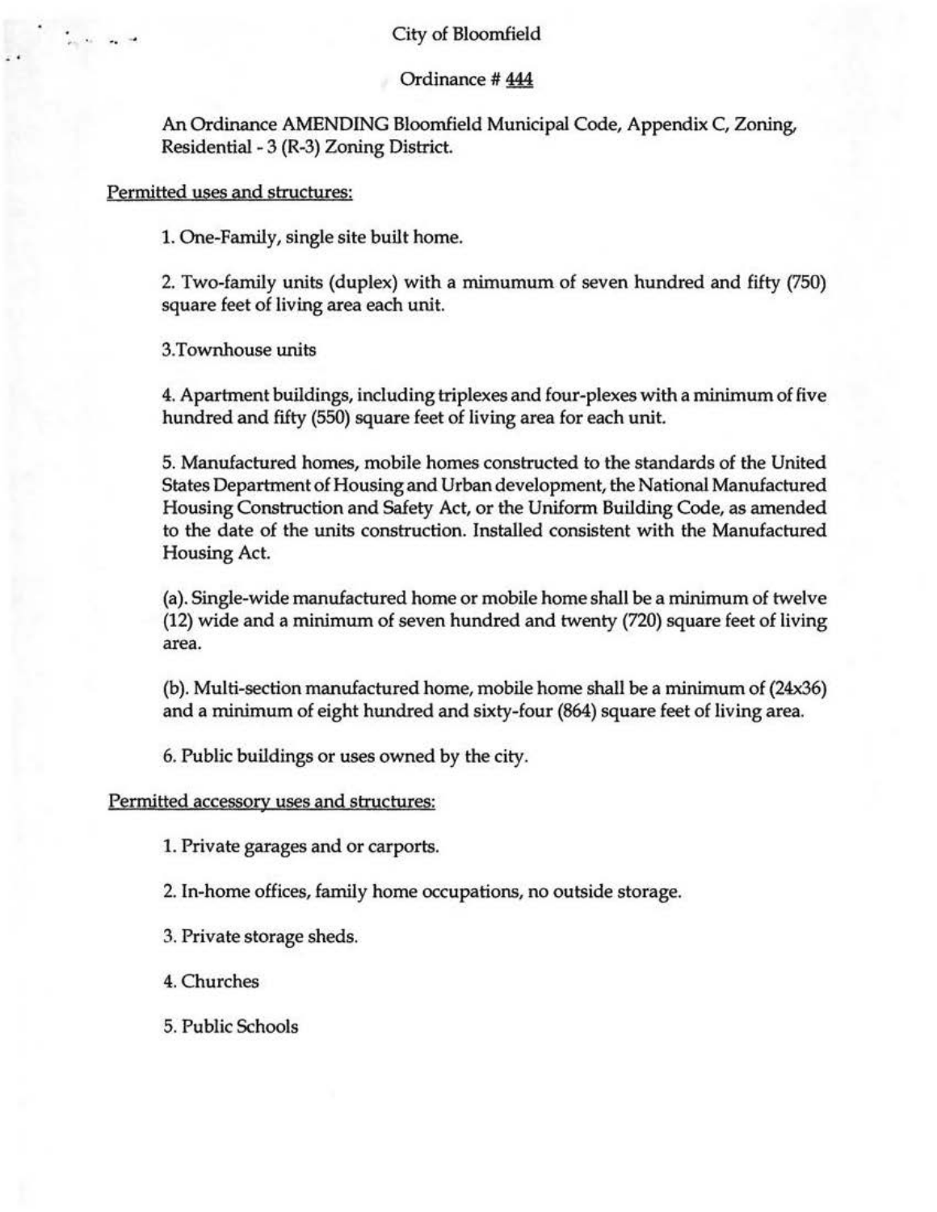City of Bloomfield

Ordinance # 444

An Ordinance AMENDING Bloomfield Municipal Code, Appendix C, Zoning, Residential - 3 (R-3) Zoning District.

Permitted uses and structures:

1. One-Family, single site built home.

2. Two-family units (duplex) with a mimumum of seven hundred and fifty (750) square feet of living area each unit.

3.Townhouse units

4. Apartment buildings, including triplexes and four-plexes with a minimum of five hundred and fifty (550) square feet of living area for each unit.

5. Manufactured homes, mobile homes constructed to the standards of the United States Department of Housing and Urban development, the National Manufactured Housing Construction and Safety Act, or the Uniform Building Code, as amended to the date of the units construction. Installed consistent with the Manufactured Housing Act.

(a). Single-wide manufactured home or mobile home shall be a minimum of twelve (12) wide and a minimum of seven hundred and twenty (720) square feet of living area.

(b). Multi-section manufactured home, mobile home shall be a minimum of (24x36) and a minimum of eight hundred and sixty-four (864) square feet of living area.

6. Public buildings or uses owned by the city.

Permitted accessory uses and structures:

1. Private garages and or carports.

2. In-home offices, family home occupations, no outside storage.

3. Private storage sheds.

4. Churches

5. Public Schools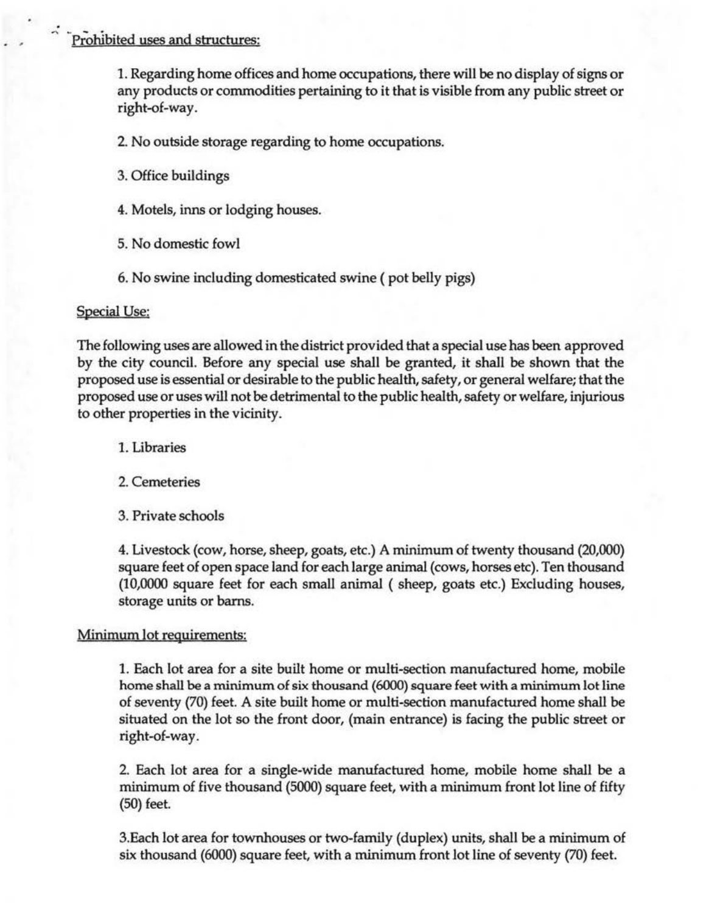Prohibited uses and structures:

1. Regarding home offices and home occupations, there will be no display of signs or any products or commodities pertaining to it that is visible from any public street or right-of-way.

2. No outside storage regarding to home occupations.

3. Office buildings

4. Motels, inns or lodging houses.

5. No domestic fowl

6. No swine including domesticated swine ( pot belly pigs)

Special Use:

The following uses are allowed in the district provided that a special use has been approved by the city council. Before any special use shall be granted, it shall be shown that the proposed use is essential or desirable to the public health, safety, or general welfare; that the proposed use or uses will not be detrimental to the public health, safety or welfare, injurious to other properties in the vicinity.

1. Libraries

2. Cemeteries

3. Private schools

4. Livestock (cow, horse, sheep, goats, etc.) A minimum of twenty thousand (20,000) square feet of open space land for each large animal (cows, horses etc). Ten thousand (10,0000 square feet for each small animal ( sheep, goats etc.) Excluding houses, storage units or barns.

Minimum lot requirements:

1. Each lot area for a site built home or multi-section manufactured home, mobile home shall be a minimum of six thousand (6000) square feet with a minimum lot line of seventy (70) feet. A site built home or multi-section manufactured home shall be situated on the lot so the front door, (main entrance) is facing the public street or right-of-way.

2. Each lot area for a single-wide manufactured home, mobile home shall be a minimum of five thousand (5000) square feet, with a minimum front lot line of fifty (50) feet.

3.Each lot area for townhouses or two-family (duplex) units, shall be a minimum of six thousand (6000) square feet, with a minimum front lot line of seventy (70) feet.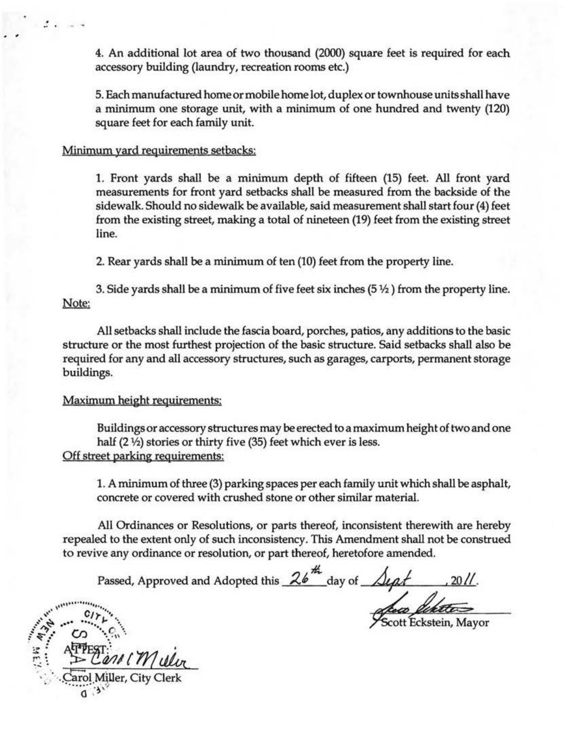4. An additional lot area of two thousand (2000) square feet is required for each accessory building (laundry, recreation rooms etc.)

5. Each manufactured home or mobile home lot, duplex or townhouse units shall have a minimum one storage unit, with a minimum of one hundred and twenty (120) square feet for each family unit.

Minimum yard requirements setbacks:

1. Front yards shall be a minimum depth of fifteen (15) feet. All front yard measurements for front yard setbacks shall be measured from the backside of the sidewalk. Should no sidewalk be available, said measurement shall start four (4) feet from the existing street, making a total of nineteen (19) feet from the existing street line.

2. Rear yards shall be a minimum of ten (10) feet from the property line.

3. Side yards shall be a minimum of five feet six inches (5 ½ ) from the property line.

Note:

All setbacks shall include the fascia board, porches, patios, any additions to the basic structure or the most furthest projection of the basic structure. Said setbacks shall also be required for any and all accessory structures, such as garages, carports, permanent storage buildings.

Maximum height requirements:

Buildings or accessory structures may be erected to a maximum height of two and one half (2 ½) stories or thirty five (35) feet which ever is less.

Off street parking requirements:

1. A minimum of three (3) parking spaces per each family unit which shall be asphalt, concrete or covered with crushed stone or other similar material.

All Ordinances or Resolutions, or parts thereof, inconsistent therewith are hereby repealed to the extent only of such inconsistency. This Amendment shall not be construed to revive any ordinance or resolution, or part thereof, heretofore amended.

Passed, Approved and Adopted this 26th day of Sept, 2011.

Scott Eckstein, Mayor

ATTEST:

Carol Miller, City Clerk